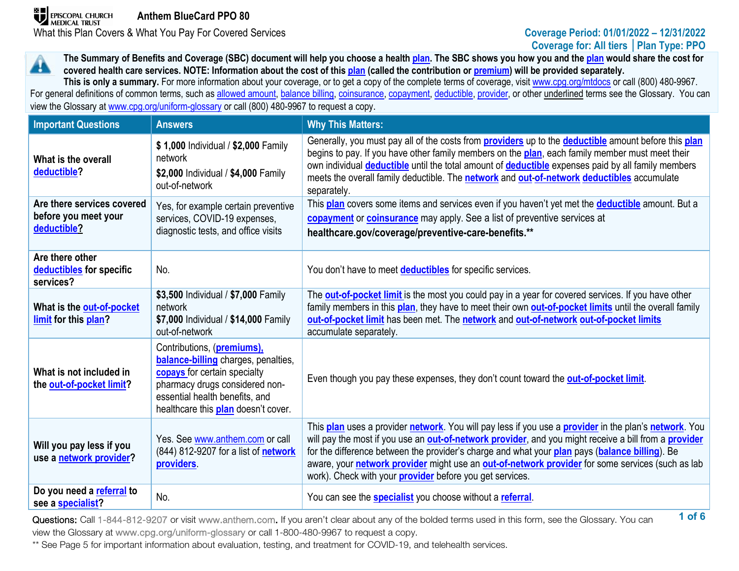**EPISCOPAL CHURCH MEDICAL TRUST**

# Anthem BlueCard PPO 80

What this Plan Covers & What You Pay For Covered Services

**Coverage Period: 01/01/2022 – 12/31/2022**
**Coverage for: All tiers | Plan Type: PPO**

**The Summary of Benefits and Coverage (SBC) document will help you choose a health plan. The SBC shows you how you and the plan would share the cost for covered health care services. NOTE: Information about the cost of this plan (called the contribution or premium) will be provided separately.**
**This is only a summary.** For more information about your coverage, or to get a copy of the complete terms of coverage, visit www.cpg.org/mtdocs or call (800) 480-9967. For general definitions of common terms, such as allowed amount, balance billing, coinsurance, copayment, deductible, provider, or other underlined terms see the Glossary. You can view the Glossary at www.cpg.org/uniform-glossary or call (800) 480-9967 to request a copy.

| Important Questions | Answers | Why This Matters: |
|---|---|---|
| What is the overall deductible? | **$ 1,000** Individual / **$2,000** Family network<br>**$2,000** Individual / **$4,000** Family out-of-network | Generally, you must pay all of the costs from **providers** up to the **deductible** amount before this **plan** begins to pay. If you have other family members on the **plan**, each family member must meet their own individual **deductible** until the total amount of **deductible** expenses paid by all family members meets the overall family deductible. The **network** and **out-of-network deductibles** accumulate separately. |
| Are there services covered before you meet your deductible? | Yes, for example certain preventive services, COVID-19 expenses, diagnostic tests, and office visits | This **plan** covers some items and services even if you haven't yet met the **deductible** amount. But a **copayment** or **coinsurance** may apply. See a list of preventive services at **healthcare.gov/coverage/preventive-care-benefits.\*\*** |
| Are there other deductibles for specific services? | No. | You don't have to meet **deductibles** for specific services. |
| What is the out-of-pocket limit for this plan? | **$3,500** Individual / **$7,000** Family network<br>**$7,000** Individual / **$14,000** Family out-of-network | The **out-of-pocket limit** is the most you could pay in a year for covered services. If you have other family members in this **plan**, they have to meet their own **out-of-pocket limits** until the overall family **out-of-pocket limit** has been met. The **network** and **out-of-network out-of-pocket limits** accumulate separately. |
| What is not included in the out-of-pocket limit? | Contributions, (**premiums**), **balance-billing** charges, penalties, **copays** for certain specialty pharmacy drugs considered non-essential health benefits, and healthcare this **plan** doesn't cover. | Even though you pay these expenses, they don't count toward the **out-of-pocket limit**. |
| Will you pay less if you use a network provider? | Yes. See www.anthem.com or call (844) 812-9207 for a list of **network providers**. | This **plan** uses a provider **network**. You will pay less if you use a **provider** in the plan's **network**. You will pay the most if you use an **out-of-network provider**, and you might receive a bill from a **provider** for the difference between the provider's charge and what your **plan** pays (**balance billing**). Be aware, your **network provider** might use an **out-of-network provider** for some services (such as lab work). Check with your **provider** before you get services. |
| Do you need a referral to see a specialist? | No. | You can see the **specialist** you choose without a **referral**. |

Questions: Call 1-844-812-9207 or visit www.anthem.com. If you aren't clear about any of the bolded terms used in this form, see the Glossary. You can view the Glossary at www.cpg.org/uniform-glossary or call 1-800-480-9967 to request a copy.

\*\* See Page 5 for important information about evaluation, testing, and treatment for COVID-19, and telehealth services.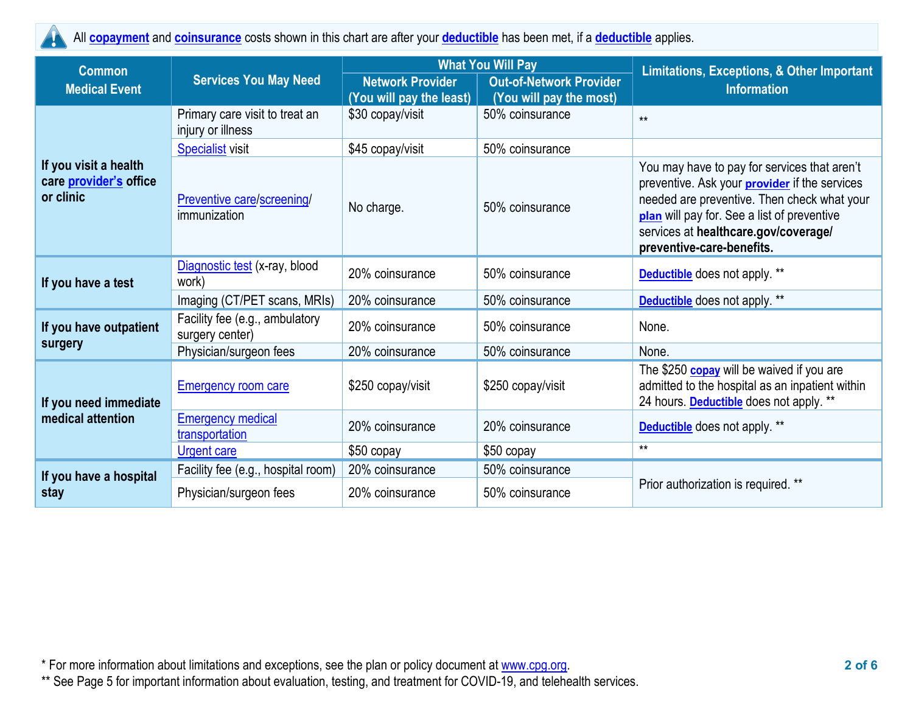All **copayment** and **coinsurance** costs shown in this chart are after your **deductible** has been met, if a **deductible** applies.

| Common Medical Event | Services You May Need | What You Will Pay | | Limitations, Exceptions, & Other Important Information |
|---|---|---|---|---|
| | | Network Provider (You will pay the least) | Out-of-Network Provider (You will pay the most) | |
| If you visit a health care provider's office or clinic | Primary care visit to treat an injury or illness | $30 copay/visit | 50% coinsurance | ** |
| | Specialist visit | $45 copay/visit | 50% coinsurance | |
| | Preventive care/screening/ immunization | No charge. | 50% coinsurance | You may have to pay for services that aren't preventive. Ask your **provider** if the services needed are preventive. Then check what your **plan** will pay for. See a list of preventive services at **healthcare.gov/coverage/ preventive-care-benefits.** |
| If you have a test | Diagnostic test (x-ray, blood work) | 20% coinsurance | 50% coinsurance | **Deductible** does not apply. ** |
| | Imaging (CT/PET scans, MRIs) | 20% coinsurance | 50% coinsurance | **Deductible** does not apply. ** |
| If you have outpatient surgery | Facility fee (e.g., ambulatory surgery center) | 20% coinsurance | 50% coinsurance | None. |
| | Physician/surgeon fees | 20% coinsurance | 50% coinsurance | None. |
| If you need immediate medical attention | Emergency room care | $250 copay/visit | $250 copay/visit | The $250 **copay** will be waived if you are admitted to the hospital as an inpatient within 24 hours. **Deductible** does not apply. ** |
| | Emergency medical transportation | 20% coinsurance | 20% coinsurance | **Deductible** does not apply. ** |
| | Urgent care | $50 copay | $50 copay | ** |
| If you have a hospital stay | Facility fee (e.g., hospital room) | 20% coinsurance | 50% coinsurance | Prior authorization is required. ** |
| | Physician/surgeon fees | 20% coinsurance | 50% coinsurance | |

* For more information about limitations and exceptions, see the plan or policy document at www.cpg.org.

** See Page 5 for important information about evaluation, testing, and treatment for COVID-19, and telehealth services.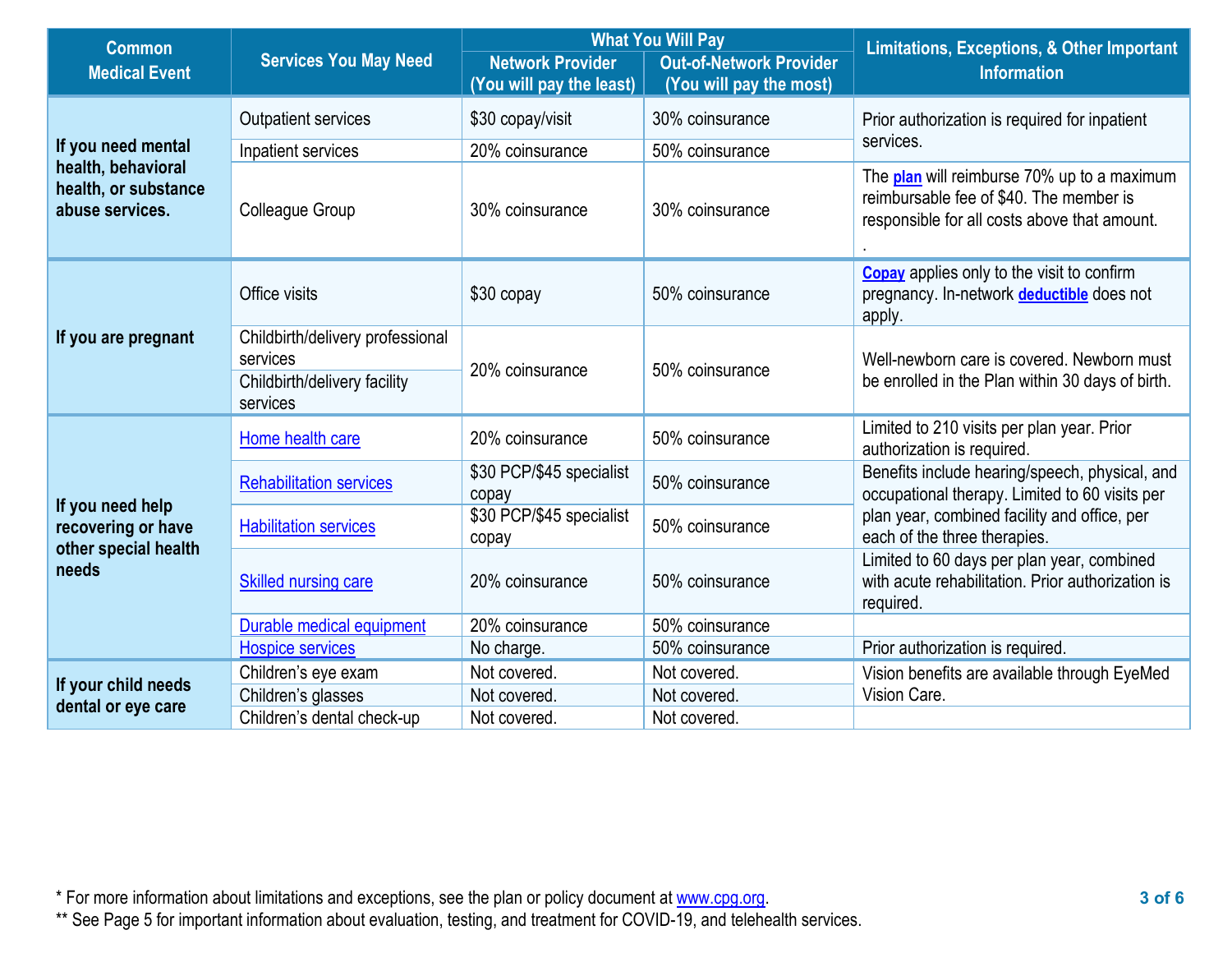| Common Medical Event | Services You May Need | What You Will Pay | | Limitations, Exceptions, & Other Important Information |
|---|---|---|---|---|
| | | Network Provider (You will pay the least) | Out-of-Network Provider (You will pay the most) | |
| If you need mental health, behavioral health, or substance abuse services. | Outpatient services | $30 copay/visit | 30% coinsurance | Prior authorization is required for inpatient services. |
| | Inpatient services | 20% coinsurance | 50% coinsurance | |
| | Colleague Group | 30% coinsurance | 30% coinsurance | The plan will reimburse 70% up to a maximum reimbursable fee of $40. The member is responsible for all costs above that amount. . |
| If you are pregnant | Office visits | $30 copay | 50% coinsurance | Copay applies only to the visit to confirm pregnancy. In-network deductible does not apply. |
| | Childbirth/delivery professional services | 20% coinsurance | 50% coinsurance | Well-newborn care is covered. Newborn must be enrolled in the Plan within 30 days of birth. |
| | Childbirth/delivery facility services | | | |
| If you need help recovering or have other special health needs | Home health care | 20% coinsurance | 50% coinsurance | Limited to 210 visits per plan year. Prior authorization is required. |
| | Rehabilitation services | $30 PCP/$45 specialist copay | 50% coinsurance | Benefits include hearing/speech, physical, and occupational therapy. Limited to 60 visits per plan year, combined facility and office, per each of the three therapies. |
| | Habilitation services | $30 PCP/$45 specialist copay | 50% coinsurance | |
| | Skilled nursing care | 20% coinsurance | 50% coinsurance | Limited to 60 days per plan year, combined with acute rehabilitation. Prior authorization is required. |
| | Durable medical equipment | 20% coinsurance | 50% coinsurance | |
| | Hospice services | No charge. | 50% coinsurance | Prior authorization is required. |
| If your child needs dental or eye care | Children's eye exam | Not covered. | Not covered. | Vision benefits are available through EyeMed Vision Care. |
| | Children's glasses | Not covered. | Not covered. | |
| | Children's dental check-up | Not covered. | Not covered. | |

* For more information about limitations and exceptions, see the plan or policy document at www.cpg.org.

** See Page 5 for important information about evaluation, testing, and treatment for COVID-19, and telehealth services.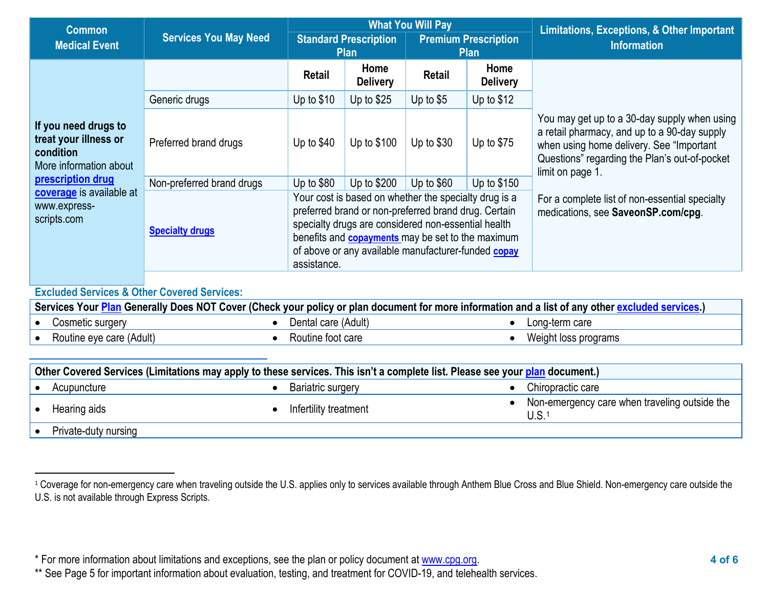| Common Medical Event | Services You May Need | What You Will Pay | | | | Limitations, Exceptions, & Other Important Information |
|---|---|---|---|---|---|---|
| | | Standard Prescription Plan | | Premium Prescription Plan | | |
| | | Retail | Home Delivery | Retail | Home Delivery | |
| **If you need drugs to treat your illness or condition** More information about **prescription drug coverage** is available at www.express-scripts.com | Generic drugs | Up to $10 | Up to $25 | Up to $5 | Up to $12 | You may get up to a 30-day supply when using a retail pharmacy, and up to a 90-day supply when using home delivery. See "Important Questions" regarding the Plan's out-of-pocket limit on page 1. For a complete list of non-essential specialty medications, see **SaveonSP.com/cpg**. |
| | Preferred brand drugs | Up to $40 | Up to $100 | Up to $30 | Up to $75 | |
| | Non-preferred brand drugs | Up to $80 | Up to $200 | Up to $60 | Up to $150 | |
| | **Specialty drugs** | Your cost is based on whether the specialty drug is a preferred brand or non-preferred brand drug. Certain specialty drugs are considered non-essential health benefits and **copayments** may be set to the maximum of above or any available manufacturer-funded **copay** assistance. | | | | |

## Excluded Services & Other Covered Services:

**Services Your Plan Generally Does NOT Cover (Check your policy or plan document for more information and a list of any other excluded services.)**

- Cosmetic surgery
- Dental care (Adult)
- Long-term care
- Routine eye care (Adult)
- Routine foot care
- Weight loss programs

**Other Covered Services (Limitations may apply to these services. This isn't a complete list. Please see your plan document.)**

- Acupuncture
- Bariatric surgery
- Chiropractic care
- Hearing aids
- Infertility treatment
- Non-emergency care when traveling outside the U.S.[1]
- Private-duty nursing

[1] Coverage for non-emergency care when traveling outside the U.S. applies only to services available through Anthem Blue Cross and Blue Shield. Non-emergency care outside the U.S. is not available through Express Scripts.

* For more information about limitations and exceptions, see the plan or policy document at www.cpg.org.
** See Page 5 for important information about evaluation, testing, and treatment for COVID-19, and telehealth services.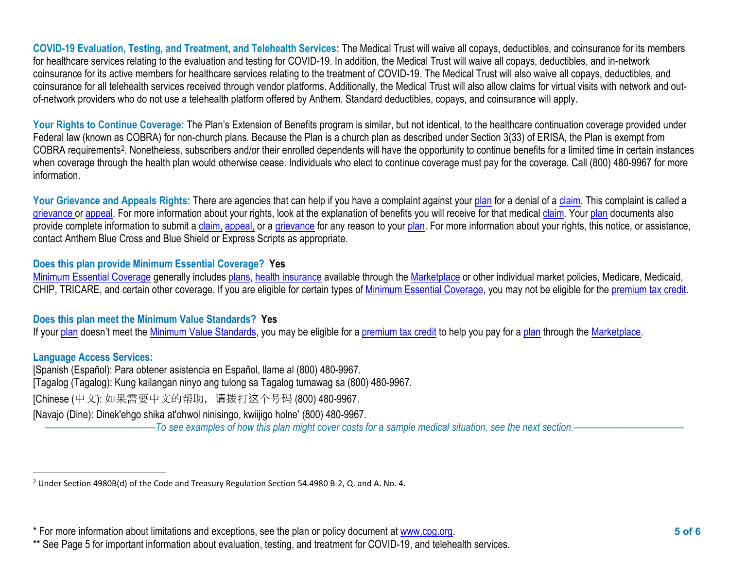**COVID-19 Evaluation, Testing, and Treatment, and Telehealth Services:** The Medical Trust will waive all copays, deductibles, and coinsurance for its members for healthcare services relating to the evaluation and testing for COVID-19. In addition, the Medical Trust will waive all copays, deductibles, and in-network coinsurance for its active members for healthcare services relating to the treatment of COVID-19. The Medical Trust will also waive all copays, deductibles, and coinsurance for all telehealth services received through vendor platforms. Additionally, the Medical Trust will also allow claims for virtual visits with network and out-of-network providers who do not use a telehealth platform offered by Anthem. Standard deductibles, copays, and coinsurance will apply.

**Your Rights to Continue Coverage:** The Plan's Extension of Benefits program is similar, but not identical, to the healthcare continuation coverage provided under Federal law (known as COBRA) for non-church plans. Because the Plan is a church plan as described under Section 3(33) of ERISA, the Plan is exempt from COBRA requirements[2]. Nonetheless, subscribers and/or their enrolled dependents will have the opportunity to continue benefits for a limited time in certain instances when coverage through the health plan would otherwise cease. Individuals who elect to continue coverage must pay for the coverage. Call (800) 480-9967 for more information.

**Your Grievance and Appeals Rights:** There are agencies that can help if you have a complaint against your plan for a denial of a claim. This complaint is called a grievance or appeal. For more information about your rights, look at the explanation of benefits you will receive for that medical claim. Your plan documents also provide complete information to submit a claim, appeal, or a grievance for any reason to your plan. For more information about your rights, this notice, or assistance, contact Anthem Blue Cross and Blue Shield or Express Scripts as appropriate.

**Does this plan provide Minimum Essential Coverage? Yes**

Minimum Essential Coverage generally includes plans, health insurance available through the Marketplace or other individual market policies, Medicare, Medicaid, CHIP, TRICARE, and certain other coverage. If you are eligible for certain types of Minimum Essential Coverage, you may not be eligible for the premium tax credit.

**Does this plan meet the Minimum Value Standards? Yes**

If your plan doesn't meet the Minimum Value Standards, you may be eligible for a premium tax credit to help you pay for a plan through the Marketplace.

**Language Access Services:**

[Spanish (Español): Para obtener asistencia en Español, llame al (800) 480-9967.

[Tagalog (Tagalog): Kung kailangan ninyo ang tulong sa Tagalog tumawag sa (800) 480-9967.

[Chinese (中文): 如果需要中文的帮助，请拨打这个号码 (800) 480-9967.

[Navajo (Dine): Dinek'ehgo shika at'ohwol ninisingo, kwiijigo holne' (800) 480-9967.

*To see examples of how this plan might cover costs for a sample medical situation, see the next section.*

[2] Under Section 4980B(d) of the Code and Treasury Regulation Section 54.4980 B-2, Q. and A. No. 4.

* For more information about limitations and exceptions, see the plan or policy document at www.cpg.org.

** See Page 5 for important information about evaluation, testing, and treatment for COVID-19, and telehealth services.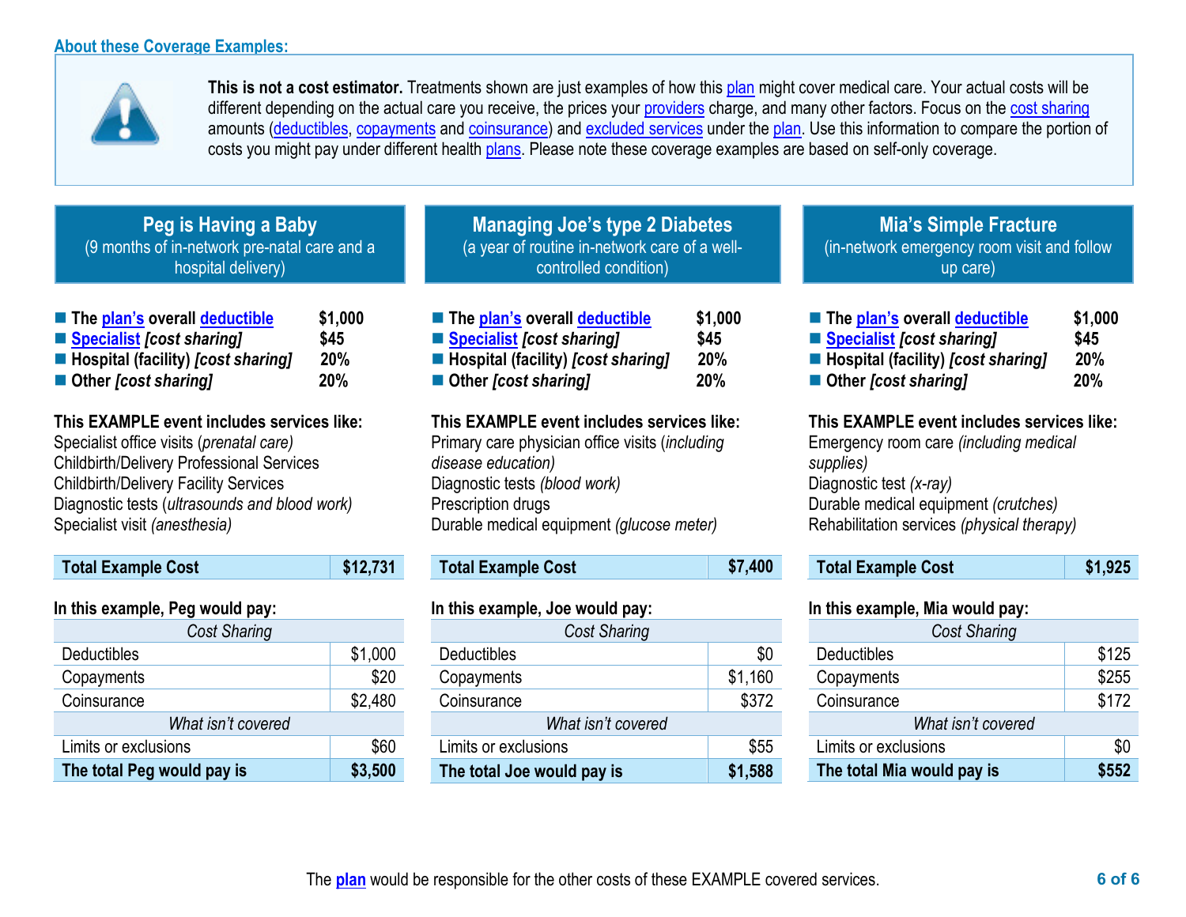## About these Coverage Examples:

**This is not a cost estimator.** Treatments shown are just examples of how this plan might cover medical care. Your actual costs will be different depending on the actual care you receive, the prices your providers charge, and many other factors. Focus on the cost sharing amounts (deductibles, copayments and coinsurance) and excluded services under the plan. Use this information to compare the portion of costs you might pay under different health plans. Please note these coverage examples are based on self-only coverage.

### Peg is Having a Baby
(9 months of in-network pre-natal care and a hospital delivery)

- **The plan's overall deductible** — **$1,000**
- **Specialist *[cost sharing]*** — **$45**
- **Hospital (facility) *[cost sharing]*** — **20%**
- **Other *[cost sharing]*** — **20%**

**This EXAMPLE event includes services like:**
Specialist office visits (*prenatal care)*
Childbirth/Delivery Professional Services
Childbirth/Delivery Facility Services
Diagnostic tests (*ultrasounds and blood work)*
Specialist visit *(anesthesia)*

| **Total Example Cost** | **$12,731** |
|---|---|

**In this example, Peg would pay:**

| *Cost Sharing* | |
|---|---|
| Deductibles | $1,000 |
| Copayments | $20 |
| Coinsurance | $2,480 |
| *What isn't covered* | |
| Limits or exclusions | $60 |
| **The total Peg would pay is** | **$3,500** |

### Managing Joe's type 2 Diabetes
(a year of routine in-network care of a well-controlled condition)

- **The plan's overall deductible** — **$1,000**
- **Specialist *[cost sharing]*** — **$45**
- **Hospital (facility) *[cost sharing]*** — **20%**
- **Other *[cost sharing]*** — **20%**

**This EXAMPLE event includes services like:**
Primary care physician office visits (*including disease education)*
Diagnostic tests *(blood work)*
Prescription drugs
Durable medical equipment *(glucose meter)*

| **Total Example Cost** | **$7,400** |
|---|---|

**In this example, Joe would pay:**

| *Cost Sharing* | |
|---|---|
| Deductibles | $0 |
| Copayments | $1,160 |
| Coinsurance | $372 |
| *What isn't covered* | |
| Limits or exclusions | $55 |
| **The total Joe would pay is** | **$1,588** |

### Mia's Simple Fracture
(in-network emergency room visit and follow up care)

- **The plan's overall deductible** — **$1,000**
- **Specialist *[cost sharing]*** — **$45**
- **Hospital (facility) *[cost sharing]*** — **20%**
- **Other *[cost sharing]*** — **20%**

**This EXAMPLE event includes services like:**
Emergency room care *(including medical supplies)*
Diagnostic test *(x-ray)*
Durable medical equipment *(crutches)*
Rehabilitation services *(physical therapy)*

| **Total Example Cost** | **$1,925** |
|---|---|

**In this example, Mia would pay:**

| *Cost Sharing* | |
|---|---|
| Deductibles | $125 |
| Copayments | $255 |
| Coinsurance | $172 |
| *What isn't covered* | |
| Limits or exclusions | $0 |
| **The total Mia would pay is** | **$552** |

The plan would be responsible for the other costs of these EXAMPLE covered services.